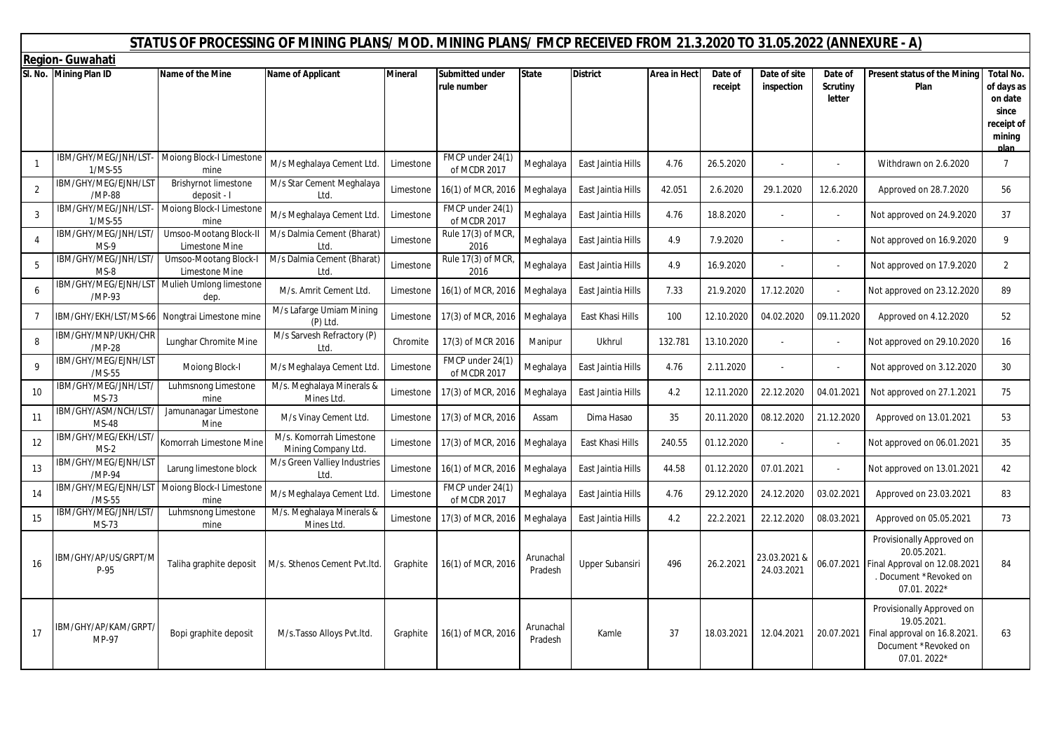# STATUS OF PROCESSING OF MINING PLANS/ MOD. MINING PLANS/ FMCP RECEIVED FROM 21.3.2020 TO 31.05.2022 (ANNEXURE - A)

## Region- Guwahati

| Sl. No. | Mining Plan ID | Name of the Mine | Name of Applicant | Mineral | Submitted under rule number | State | District | Area in Hect | Date of receipt | Date of site inspection | Date of Scrutiny letter | Present status of the Mining Plan | Total No. of days as on date since receipt of mining plan |
|---|---|---|---|---|---|---|---|---|---|---|---|---|---|
| 1 | IBM/GHY/MEG/JNH/LST-1/MS-55 | Moiong Block-I Limestone mine | M/s Meghalaya Cement Ltd. | Limestone | FMCP under 24(1) of MCDR 2017 | Meghalaya | East Jaintia Hills | 4.76 | 26.5.2020 | - | - | Withdrawn on 2.6.2020 | 7 |
| 2 | IBM/GHY/MEG/EJNH/LST/MP-88 | Brishyrnot limestone deposit - I | M/s Star Cement Meghalaya Ltd. | Limestone | 16(1) of MCR, 2016 | Meghalaya | East Jaintia Hills | 42.051 | 2.6.2020 | 29.1.2020 | 12.6.2020 | Approved on 28.7.2020 | 56 |
| 3 | IBM/GHY/MEG/JNH/LST-1/MS-55 | Moiong Block-I Limestone mine | M/s Meghalaya Cement Ltd. | Limestone | FMCP under 24(1) of MCDR 2017 | Meghalaya | East Jaintia Hills | 4.76 | 18.8.2020 | - | - | Not approved on 24.9.2020 | 37 |
| 4 | IBM/GHY/MEG/JNH/LST/MS-9 | Umsoo-Mootang Block-II Limestone Mine | M/s Dalmia Cement (Bharat) Ltd. | Limestone | Rule 17(3) of MCR, 2016 | Meghalaya | East Jaintia Hills | 4.9 | 7.9.2020 | - | - | Not approved on 16.9.2020 | 9 |
| 5 | IBM/GHY/MEG/JNH/LST/MS-8 | Umsoo-Mootang Block-I Limestone Mine | M/s Dalmia Cement (Bharat) Ltd. | Limestone | Rule 17(3) of MCR, 2016 | Meghalaya | East Jaintia Hills | 4.9 | 16.9.2020 | - | - | Not approved on 17.9.2020 | 2 |
| 6 | IBM/GHY/MEG/EJNH/LST/MP-93 | Mulieh Umlong limestone dep. | M/s. Amrit Cement Ltd. | Limestone | 16(1) of MCR, 2016 | Meghalaya | East Jaintia Hills | 7.33 | 21.9.2020 | 17.12.2020 | - | Not approved on 23.12.2020 | 89 |
| 7 | IBM/GHY/EKH/LST/MS-66 | Nongtrai Limestone mine | M/s Lafarge Umiam Mining (P) Ltd. | Limestone | 17(3) of MCR, 2016 | Meghalaya | East Khasi Hills | 100 | 12.10.2020 | 04.02.2020 | 09.11.2020 | Approved on 4.12.2020 | 52 |
| 8 | IBM/GHY/MNP/UKH/CHR/MP-28 | Lunghar Chromite Mine | M/s Sarvesh Refractory (P) Ltd. | Chromite | 17(3) of MCR 2016 | Manipur | Ukhrul | 132.781 | 13.10.2020 | - | - | Not approved on 29.10.2020 | 16 |
| 9 | IBM/GHY/MEG/EJNH/LST/MS-55 | Moiong Block-I | M/s Meghalaya Cement Ltd. | Limestone | FMCP under 24(1) of MCDR 2017 | Meghalaya | East Jaintia Hills | 4.76 | 2.11.2020 | - | - | Not approved on 3.12.2020 | 30 |
| 10 | IBM/GHY/MEG/JNH/LST/MS-73 | Luhmsnong Limestone mine | M/s. Meghalaya Minerals & Mines Ltd. | Limestone | 17(3) of MCR, 2016 | Meghalaya | East Jaintia Hills | 4.2 | 12.11.2020 | 22.12.2020 | 04.01.2021 | Not approved on 27.1.2021 | 75 |
| 11 | IBM/GHY/ASM/NCH/LST/MS-48 | Jamunanagar Limestone Mine | M/s Vinay Cement Ltd. | Limestone | 17(3) of MCR, 2016 | Assam | Dima Hasao | 35 | 20.11.2020 | 08.12.2020 | 21.12.2020 | Approved on 13.01.2021 | 53 |
| 12 | IBM/GHY/MEG/EKH/LST/MS-2 | Komorrah Limestone Mine | M/s. Komorrah Limestone Mining Company Ltd. | Limestone | 17(3) of MCR, 2016 | Meghalaya | East Khasi Hills | 240.55 | 01.12.2020 | - | - | Not approved on 06.01.2021 | 35 |
| 13 | IBM/GHY/MEG/EJNH/LST/MP-94 | Larung limestone block | M/s Green Valliey Industries Ltd. | Limestone | 16(1) of MCR, 2016 | Meghalaya | East Jaintia Hills | 44.58 | 01.12.2020 | 07.01.2021 | - | Not approved on 13.01.2021 | 42 |
| 14 | IBM/GHY/MEG/EJNH/LST/MS-55 | Moiong Block-I Limestone mine | M/s Meghalaya Cement Ltd. | Limestone | FMCP under 24(1) of MCDR 2017 | Meghalaya | East Jaintia Hills | 4.76 | 29.12.2020 | 24.12.2020 | 03.02.2021 | Approved on 23.03.2021 | 83 |
| 15 | IBM/GHY/MEG/JNH/LST/MS-73 | Luhmsnong Limestone mine | M/s. Meghalaya Minerals & Mines Ltd. | Limestone | 17(3) of MCR, 2016 | Meghalaya | East Jaintia Hills | 4.2 | 22.2.2021 | 22.12.2020 | 08.03.2021 | Approved on 05.05.2021 | 73 |
| 16 | IBM/GHY/AP/US/GRPT/MP-95 | Taliha graphite deposit | M/s. Sthenos Cement Pvt.ltd. | Graphite | 16(1) of MCR, 2016 | Arunachal Pradesh | Upper Subansiri | 496 | 26.2.2021 | 23.03.2021 & 24.03.2021 | 06.07.2021 | Provisionally Approved on 20.05.2021. Final Approval on 12.08.2021. Document *Revoked on 07.01. 2022* | 84 |
| 17 | IBM/GHY/AP/KAM/GRPT/MP-97 | Bopi graphite deposit | M/s.Tasso Alloys Pvt.ltd. | Graphite | 16(1) of MCR, 2016 | Arunachal Pradesh | Kamle | 37 | 18.03.2021 | 12.04.2021 | 20.07.2021 | Provisionally Approved on 19.05.2021. Final approval on 16.8.2021. Document *Revoked on 07.01. 2022* | 63 |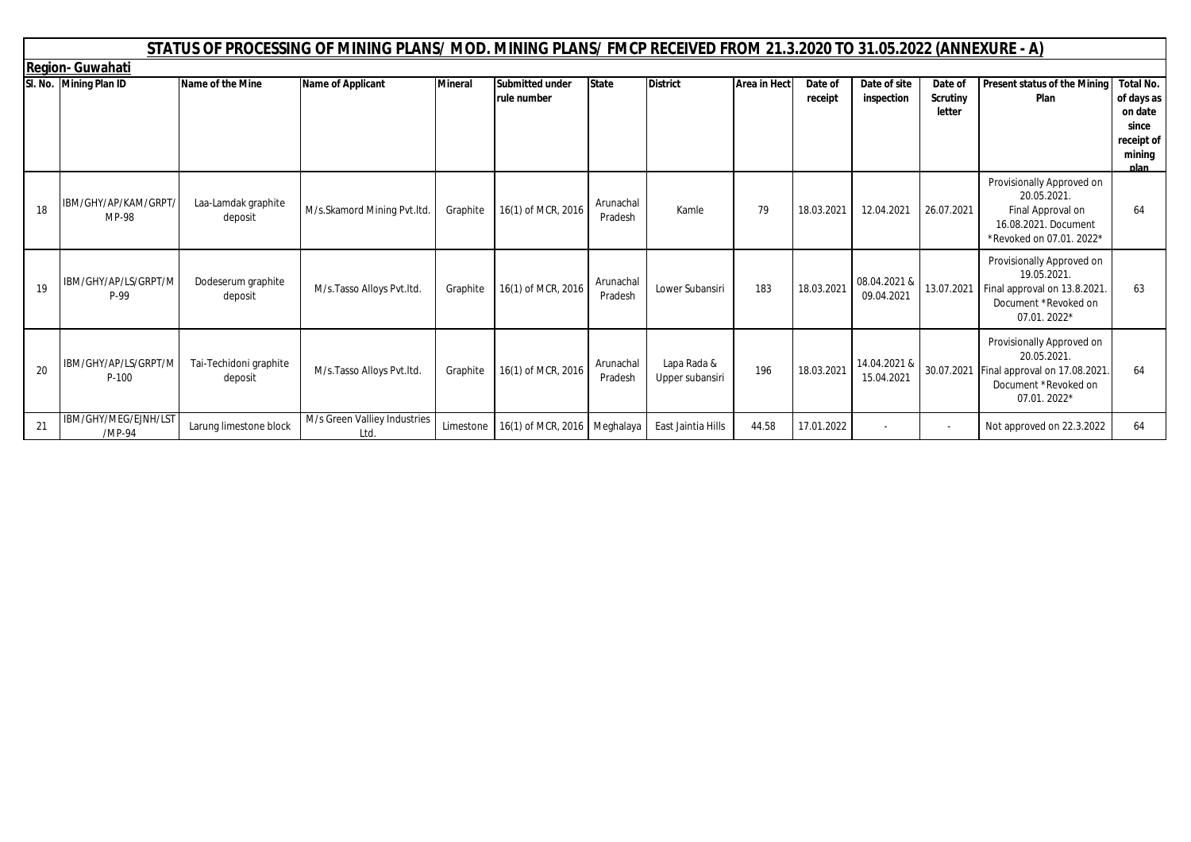## STATUS OF PROCESSING OF MINING PLANS/ MOD. MINING PLANS/ FMCP RECEIVED FROM 21.3.2020 TO 31.05.2022 (ANNEXURE - A)

### Region- Guwahati

| Sl. No. | Mining Plan ID | Name of the Mine | Name of Applicant | Mineral | Submitted under rule number | State | District | Area in Hect | Date of receipt | Date of site inspection | Date of Scrutiny letter | Present status of the Mining Plan | Total No. of days as on date since receipt of mining plan |
|---|---|---|---|---|---|---|---|---|---|---|---|---|---|
| 18 | IBM/GHY/AP/KAM/GRPT/MP-98 | Laa-Lamdak graphite deposit | M/s.Skamord Mining Pvt.ltd. | Graphite | 16(1) of MCR, 2016 | Arunachal Pradesh | Kamle | 79 | 18.03.2021 | 12.04.2021 | 26.07.2021 | Provisionally Approved on 20.05.2021. Final Approval on 16.08.2021. Document *Revoked on 07.01. 2022* | 64 |
| 19 | IBM/GHY/AP/LS/GRPT/MP-99 | Dodeserum graphite deposit | M/s.Tasso Alloys Pvt.ltd. | Graphite | 16(1) of MCR, 2016 | Arunachal Pradesh | Lower Subansiri | 183 | 18.03.2021 | 08.04.2021 & 09.04.2021 | 13.07.2021 | Provisionally Approved on 19.05.2021. Final approval on 13.8.2021. Document *Revoked on 07.01. 2022* | 63 |
| 20 | IBM/GHY/AP/LS/GRPT/MP-100 | Tai-Techidoni graphite deposit | M/s.Tasso Alloys Pvt.ltd. | Graphite | 16(1) of MCR, 2016 | Arunachal Pradesh | Lapa Rada & Upper subansiri | 196 | 18.03.2021 | 14.04.2021 & 15.04.2021 | 30.07.2021 | Provisionally Approved on 20.05.2021. Final approval on 17.08.2021. Document *Revoked on 07.01. 2022* | 64 |
| 21 | IBM/GHY/MEG/EJNH/LST/MP-94 | Larung limestone block | M/s Green Valliey Industries Ltd. | Limestone | 16(1) of MCR, 2016 | Meghalaya | East Jaintia Hills | 44.58 | 17.01.2022 | - | - | Not approved on 22.3.2022 | 64 |